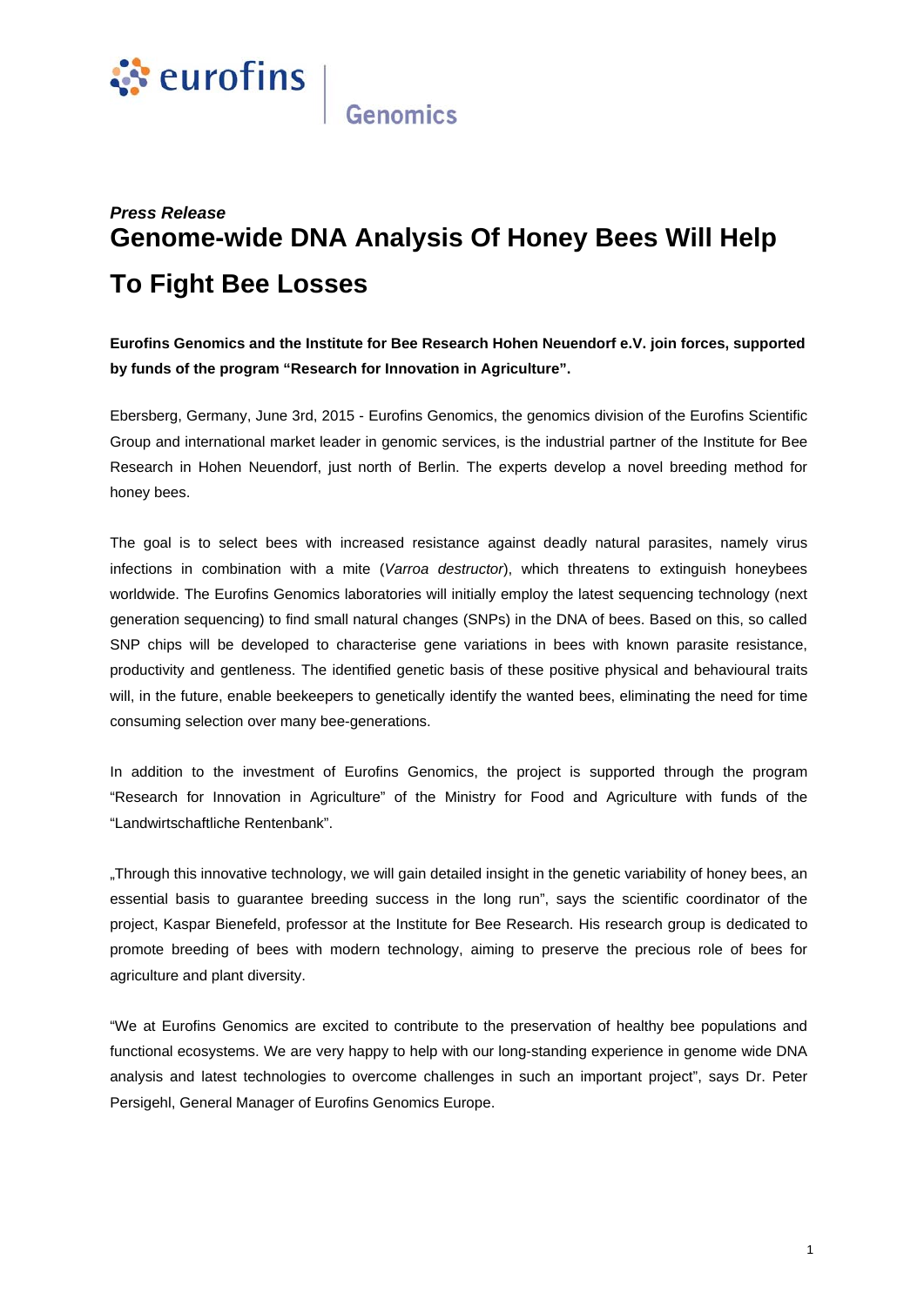eurofins | Genomics

***Press Release***

# Genome-wide DNA Analysis Of Honey Bees Will Help To Fight Bee Losses

**Eurofins Genomics and the Institute for Bee Research Hohen Neuendorf e.V. join forces, supported by funds of the program "Research for Innovation in Agriculture".**

Ebersberg, Germany, June 3rd, 2015 - Eurofins Genomics, the genomics division of the Eurofins Scientific Group and international market leader in genomic services, is the industrial partner of the Institute for Bee Research in Hohen Neuendorf, just north of Berlin. The experts develop a novel breeding method for honey bees.

The goal is to select bees with increased resistance against deadly natural parasites, namely virus infections in combination with a mite (*Varroa destructor*), which threatens to extinguish honeybees worldwide. The Eurofins Genomics laboratories will initially employ the latest sequencing technology (next generation sequencing) to find small natural changes (SNPs) in the DNA of bees. Based on this, so called SNP chips will be developed to characterise gene variations in bees with known parasite resistance, productivity and gentleness. The identified genetic basis of these positive physical and behavioural traits will, in the future, enable beekeepers to genetically identify the wanted bees, eliminating the need for time consuming selection over many bee-generations.

In addition to the investment of Eurofins Genomics, the project is supported through the program "Research for Innovation in Agriculture" of the Ministry for Food and Agriculture with funds of the "Landwirtschaftliche Rentenbank".

„Through this innovative technology, we will gain detailed insight in the genetic variability of honey bees, an essential basis to guarantee breeding success in the long run", says the scientific coordinator of the project, Kaspar Bienefeld, professor at the Institute for Bee Research. His research group is dedicated to promote breeding of bees with modern technology, aiming to preserve the precious role of bees for agriculture and plant diversity.

"We at Eurofins Genomics are excited to contribute to the preservation of healthy bee populations and functional ecosystems. We are very happy to help with our long-standing experience in genome wide DNA analysis and latest technologies to overcome challenges in such an important project", says Dr. Peter Persigehl, General Manager of Eurofins Genomics Europe.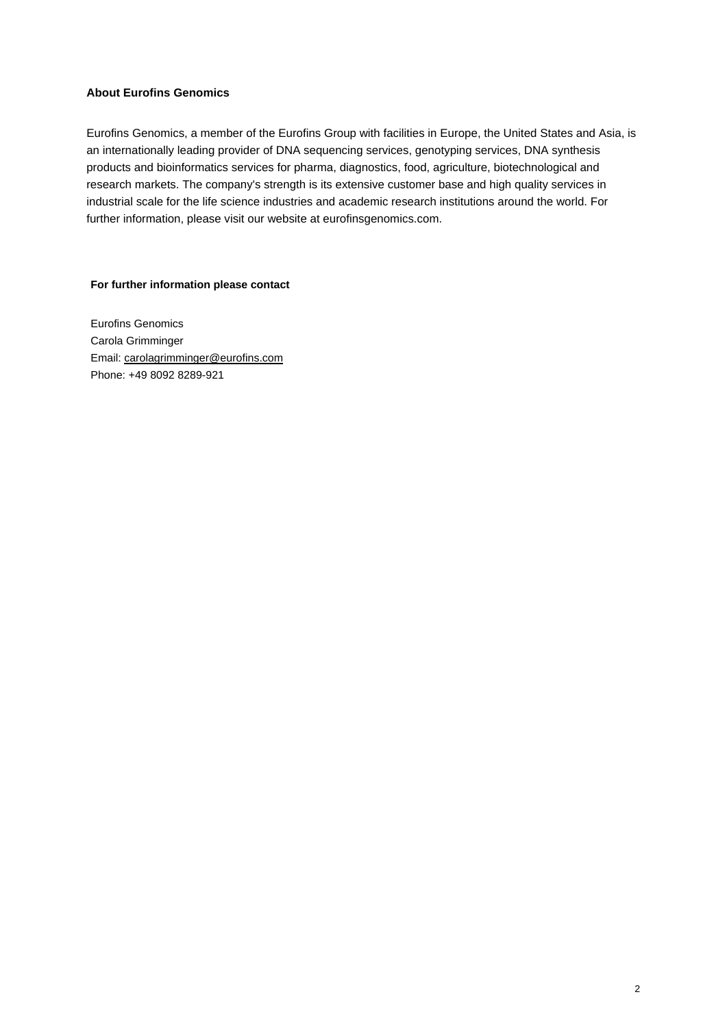**About Eurofins Genomics**

Eurofins Genomics, a member of the Eurofins Group with facilities in Europe, the United States and Asia, is an internationally leading provider of DNA sequencing services, genotyping services, DNA synthesis products and bioinformatics services for pharma, diagnostics, food, agriculture, biotechnological and research markets. The company's strength is its extensive customer base and high quality services in industrial scale for the life science industries and academic research institutions around the world. For further information, please visit our website at eurofinsgenomics.com.

**For further information please contact**

Eurofins Genomics
Carola Grimminger
Email: carolagrimminger@eurofins.com
Phone: +49 8092 8289-921